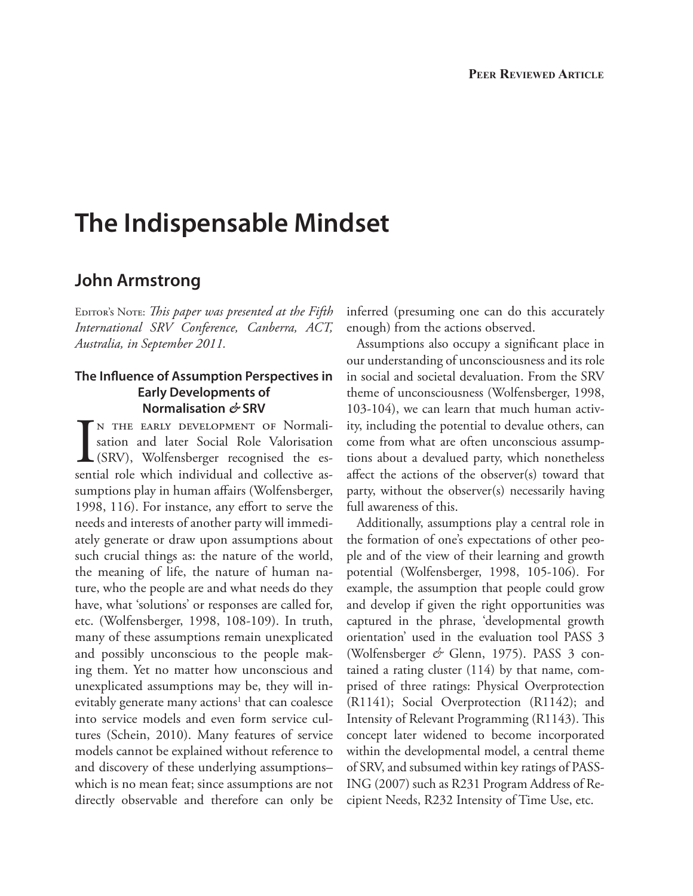# The Indispensable Mindset

## John Armstrong

Editor's Note: *This paper was presented at the Fifth International SRV Conference, Canberra, ACT, Australia, in September 2011.*

### The Influence of Assumption Perspectives in Early Developments of Normalisation & SRV

In the early development of Normalisation and later Social Role Valorisation (SRV), Wolfensberger recognised the essential role which individual and collective assumptions play in human affairs (Wolfensberger, 1998, 116). For instance, any effort to serve the needs and interests of another party will immediately generate or draw upon assumptions about such crucial things as: the nature of the world, the meaning of life, the nature of human nature, who the people are and what needs do they have, what 'solutions' or responses are called for, etc. (Wolfensberger, 1998, 108-109). In truth, many of these assumptions remain unexplicated and possibly unconscious to the people making them. Yet no matter how unconscious and unexplicated assumptions may be, they will inevitably generate many actions[1] that can coalesce into service models and even form service cultures (Schein, 2010). Many features of service models cannot be explained without reference to and discovery of these underlying assumptions–which is no mean feat; since assumptions are not directly observable and therefore can only be inferred (presuming one can do this accurately enough) from the actions observed.

Assumptions also occupy a significant place in our understanding of unconsciousness and its role in social and societal devaluation. From the SRV theme of unconsciousness (Wolfensberger, 1998, 103-104), we can learn that much human activity, including the potential to devalue others, can come from what are often unconscious assumptions about a devalued party, which nonetheless affect the actions of the observer(s) toward that party, without the observer(s) necessarily having full awareness of this.

Additionally, assumptions play a central role in the formation of one's expectations of other people and of the view of their learning and growth potential (Wolfensberger, 1998, 105-106). For example, the assumption that people could grow and develop if given the right opportunities was captured in the phrase, 'developmental growth orientation' used in the evaluation tool PASS 3 (Wolfensberger & Glenn, 1975). PASS 3 contained a rating cluster (114) by that name, comprised of three ratings: Physical Overprotection (R1141); Social Overprotection (R1142); and Intensity of Relevant Programming (R1143). This concept later widened to become incorporated within the developmental model, a central theme of SRV, and subsumed within key ratings of PASSING (2007) such as R231 Program Address of Recipient Needs, R232 Intensity of Time Use, etc.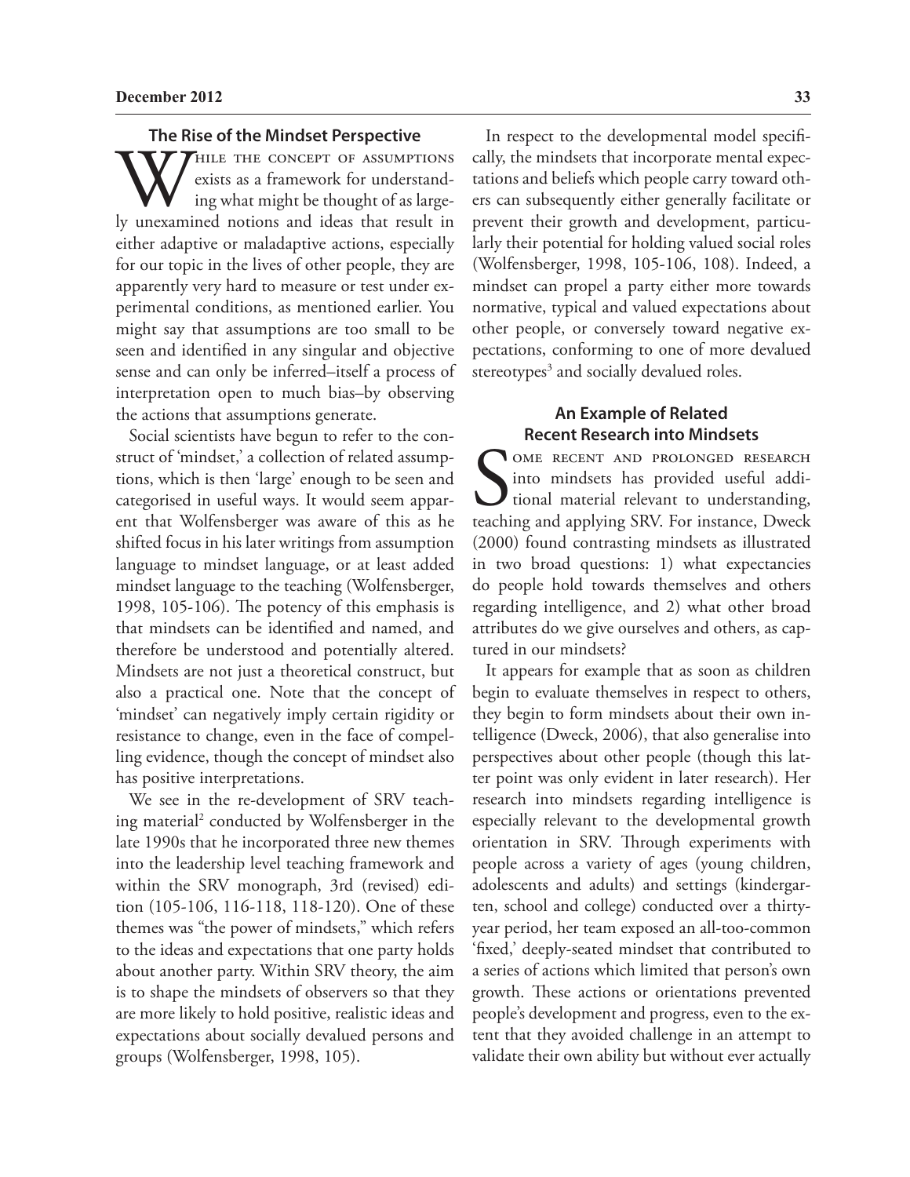## The Rise of the Mindset Perspective

While the concept of assumptions exists as a framework for understanding what might be thought of as largely unexamined notions and ideas that result in either adaptive or maladaptive actions, especially for our topic in the lives of other people, they are apparently very hard to measure or test under experimental conditions, as mentioned earlier. You might say that assumptions are too small to be seen and identified in any singular and objective sense and can only be inferred–itself a process of interpretation open to much bias–by observing the actions that assumptions generate.

Social scientists have begun to refer to the construct of 'mindset,' a collection of related assumptions, which is then 'large' enough to be seen and categorised in useful ways. It would seem apparent that Wolfensberger was aware of this as he shifted focus in his later writings from assumption language to mindset language, or at least added mindset language to the teaching (Wolfensberger, 1998, 105-106). The potency of this emphasis is that mindsets can be identified and named, and therefore be understood and potentially altered. Mindsets are not just a theoretical construct, but also a practical one. Note that the concept of 'mindset' can negatively imply certain rigidity or resistance to change, even in the face of compelling evidence, though the concept of mindset also has positive interpretations.

We see in the re-development of SRV teaching material[2] conducted by Wolfensberger in the late 1990s that he incorporated three new themes into the leadership level teaching framework and within the SRV monograph, 3rd (revised) edition (105-106, 116-118, 118-120). One of these themes was "the power of mindsets," which refers to the ideas and expectations that one party holds about another party. Within SRV theory, the aim is to shape the mindsets of observers so that they are more likely to hold positive, realistic ideas and expectations about socially devalued persons and groups (Wolfensberger, 1998, 105).

In respect to the developmental model specifically, the mindsets that incorporate mental expectations and beliefs which people carry toward others can subsequently either generally facilitate or prevent their growth and development, particularly their potential for holding valued social roles (Wolfensberger, 1998, 105-106, 108). Indeed, a mindset can propel a party either more towards normative, typical and valued expectations about other people, or conversely toward negative expectations, conforming to one of more devalued stereotypes[3] and socially devalued roles.

## An Example of Related Recent Research into Mindsets

Some recent and prolonged research into mindsets has provided useful additional material relevant to understanding, teaching and applying SRV. For instance, Dweck (2000) found contrasting mindsets as illustrated in two broad questions: 1) what expectancies do people hold towards themselves and others regarding intelligence, and 2) what other broad attributes do we give ourselves and others, as captured in our mindsets?

It appears for example that as soon as children begin to evaluate themselves in respect to others, they begin to form mindsets about their own intelligence (Dweck, 2006), that also generalise into perspectives about other people (though this latter point was only evident in later research). Her research into mindsets regarding intelligence is especially relevant to the developmental growth orientation in SRV. Through experiments with people across a variety of ages (young children, adolescents and adults) and settings (kindergarten, school and college) conducted over a thirty-year period, her team exposed an all-too-common 'fixed,' deeply-seated mindset that contributed to a series of actions which limited that person's own growth. These actions or orientations prevented people's development and progress, even to the extent that they avoided challenge in an attempt to validate their own ability but without ever actually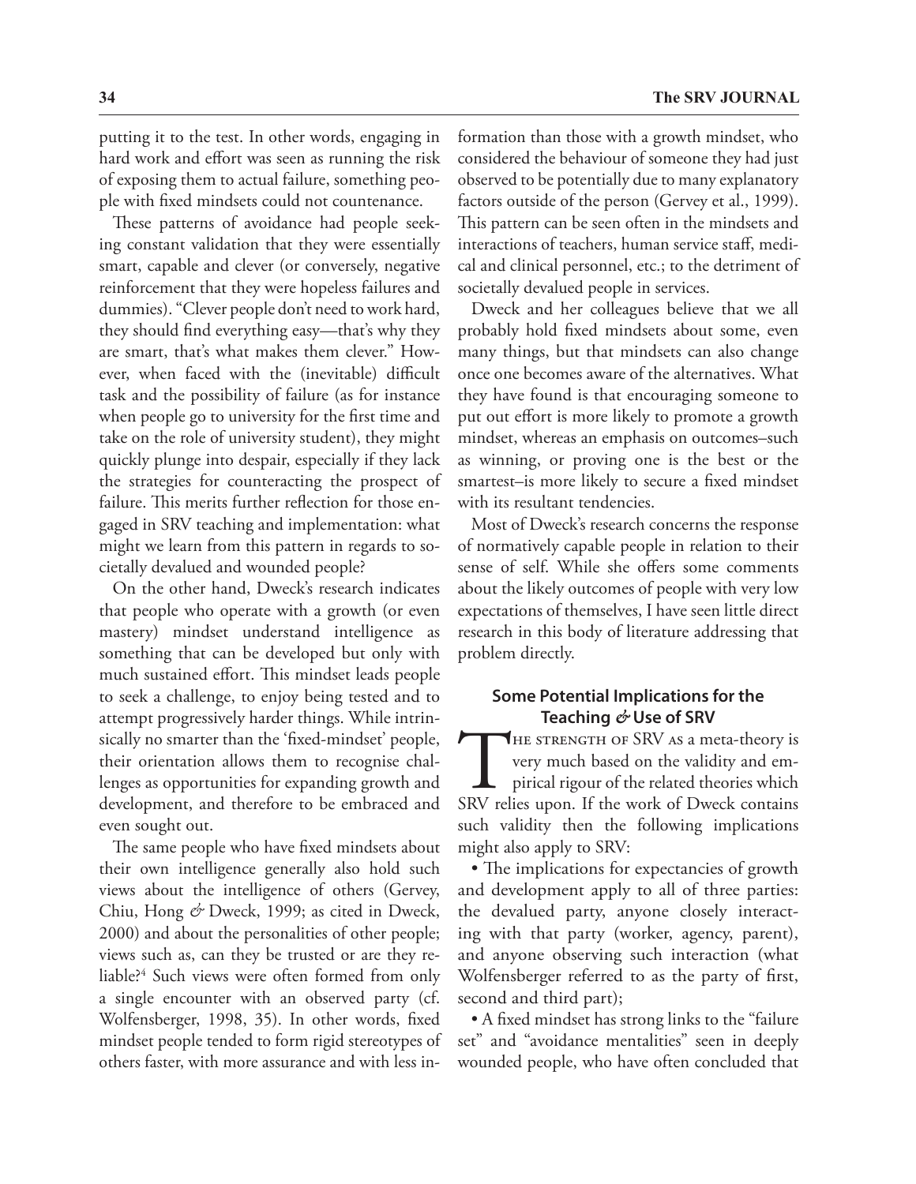putting it to the test. In other words, engaging in hard work and effort was seen as running the risk of exposing them to actual failure, something people with fixed mindsets could not countenance.

These patterns of avoidance had people seeking constant validation that they were essentially smart, capable and clever (or conversely, negative reinforcement that they were hopeless failures and dummies). "Clever people don't need to work hard, they should find everything easy—that's why they are smart, that's what makes them clever." However, when faced with the (inevitable) difficult task and the possibility of failure (as for instance when people go to university for the first time and take on the role of university student), they might quickly plunge into despair, especially if they lack the strategies for counteracting the prospect of failure. This merits further reflection for those engaged in SRV teaching and implementation: what might we learn from this pattern in regards to societally devalued and wounded people?

On the other hand, Dweck's research indicates that people who operate with a growth (or even mastery) mindset understand intelligence as something that can be developed but only with much sustained effort. This mindset leads people to seek a challenge, to enjoy being tested and to attempt progressively harder things. While intrinsically no smarter than the 'fixed-mindset' people, their orientation allows them to recognise challenges as opportunities for expanding growth and development, and therefore to be embraced and even sought out.

The same people who have fixed mindsets about their own intelligence generally also hold such views about the intelligence of others (Gervey, Chiu, Hong & Dweck, 1999; as cited in Dweck, 2000) and about the personalities of other people; views such as, can they be trusted or are they reliable?[4] Such views were often formed from only a single encounter with an observed party (cf. Wolfensberger, 1998, 35). In other words, fixed mindset people tended to form rigid stereotypes of others faster, with more assurance and with less information than those with a growth mindset, who considered the behaviour of someone they had just observed to be potentially due to many explanatory factors outside of the person (Gervey et al., 1999). This pattern can be seen often in the mindsets and interactions of teachers, human service staff, medical and clinical personnel, etc.; to the detriment of societally devalued people in services.

Dweck and her colleagues believe that we all probably hold fixed mindsets about some, even many things, but that mindsets can also change once one becomes aware of the alternatives. What they have found is that encouraging someone to put out effort is more likely to promote a growth mindset, whereas an emphasis on outcomes–such as winning, or proving one is the best or the smartest–is more likely to secure a fixed mindset with its resultant tendencies.

Most of Dweck's research concerns the response of normatively capable people in relation to their sense of self. While she offers some comments about the likely outcomes of people with very low expectations of themselves, I have seen little direct research in this body of literature addressing that problem directly.

## Some Potential Implications for the Teaching & Use of SRV

The strength of SRV as a meta-theory is very much based on the validity and empirical rigour of the related theories which SRV relies upon. If the work of Dweck contains such validity then the following implications might also apply to SRV:

- The implications for expectancies of growth and development apply to all of three parties: the devalued party, anyone closely interacting with that party (worker, agency, parent), and anyone observing such interaction (what Wolfensberger referred to as the party of first, second and third part);
- A fixed mindset has strong links to the "failure set" and "avoidance mentalities" seen in deeply wounded people, who have often concluded that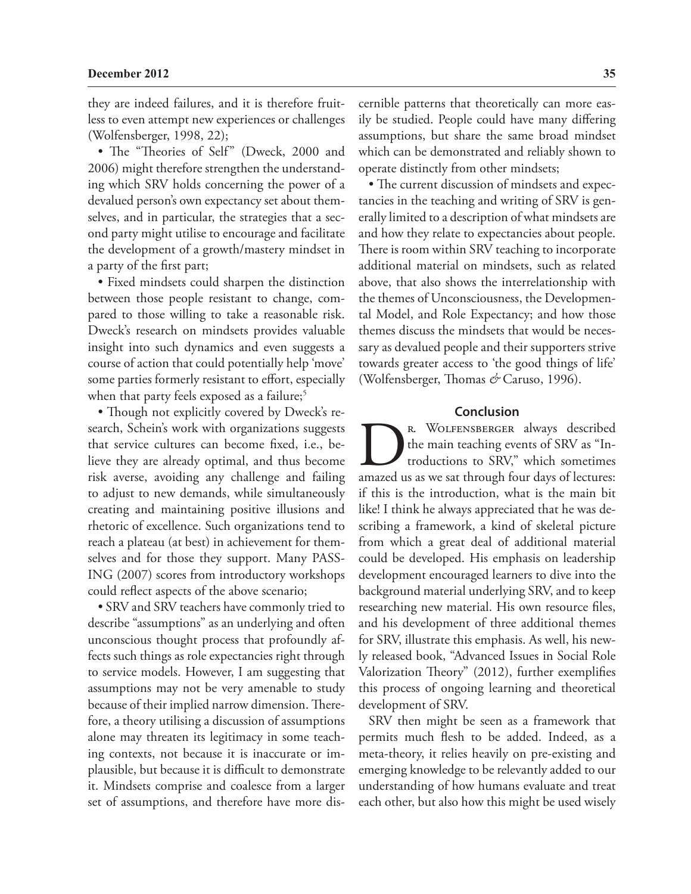they are indeed failures, and it is therefore fruitless to even attempt new experiences or challenges (Wolfensberger, 1998, 22);

- The "Theories of Self" (Dweck, 2000 and 2006) might therefore strengthen the understanding which SRV holds concerning the power of a devalued person's own expectancy set about themselves, and in particular, the strategies that a second party might utilise to encourage and facilitate the development of a growth/mastery mindset in a party of the first part;

- Fixed mindsets could sharpen the distinction between those people resistant to change, compared to those willing to take a reasonable risk. Dweck's research on mindsets provides valuable insight into such dynamics and even suggests a course of action that could potentially help 'move' some parties formerly resistant to effort, especially when that party feels exposed as a failure;[5]

- Though not explicitly covered by Dweck's research, Schein's work with organizations suggests that service cultures can become fixed, i.e., believe they are already optimal, and thus become risk averse, avoiding any challenge and failing to adjust to new demands, while simultaneously creating and maintaining positive illusions and rhetoric of excellence. Such organizations tend to reach a plateau (at best) in achievement for themselves and for those they support. Many PASSING (2007) scores from introductory workshops could reflect aspects of the above scenario;

- SRV and SRV teachers have commonly tried to describe "assumptions" as an underlying and often unconscious thought process that profoundly affects such things as role expectancies right through to service models. However, I am suggesting that assumptions may not be very amenable to study because of their implied narrow dimension. Therefore, a theory utilising a discussion of assumptions alone may threaten its legitimacy in some teaching contexts, not because it is inaccurate or implausible, but because it is difficult to demonstrate it. Mindsets comprise and coalesce from a larger set of assumptions, and therefore have more discernible patterns that theoretically can more easily be studied. People could have many differing assumptions, but share the same broad mindset which can be demonstrated and reliably shown to operate distinctly from other mindsets;

- The current discussion of mindsets and expectancies in the teaching and writing of SRV is generally limited to a description of what mindsets are and how they relate to expectancies about people. There is room within SRV teaching to incorporate additional material on mindsets, such as related above, that also shows the interrelationship with the themes of Unconsciousness, the Developmental Model, and Role Expectancy; and how those themes discuss the mindsets that would be necessary as devalued people and their supporters strive towards greater access to 'the good things of life' (Wolfensberger, Thomas & Caruso, 1996).

## Conclusion

Dr. Wolfensberger always described the main teaching events of SRV as "Introductions to SRV," which sometimes amazed us as we sat through four days of lectures: if this is the introduction, what is the main bit like! I think he always appreciated that he was describing a framework, a kind of skeletal picture from which a great deal of additional material could be developed. His emphasis on leadership development encouraged learners to dive into the background material underlying SRV, and to keep researching new material. His own resource files, and his development of three additional themes for SRV, illustrate this emphasis. As well, his newly released book, "Advanced Issues in Social Role Valorization Theory" (2012), further exemplifies this process of ongoing learning and theoretical development of SRV.

SRV then might be seen as a framework that permits much flesh to be added. Indeed, as a meta-theory, it relies heavily on pre-existing and emerging knowledge to be relevantly added to our understanding of how humans evaluate and treat each other, but also how this might be used wisely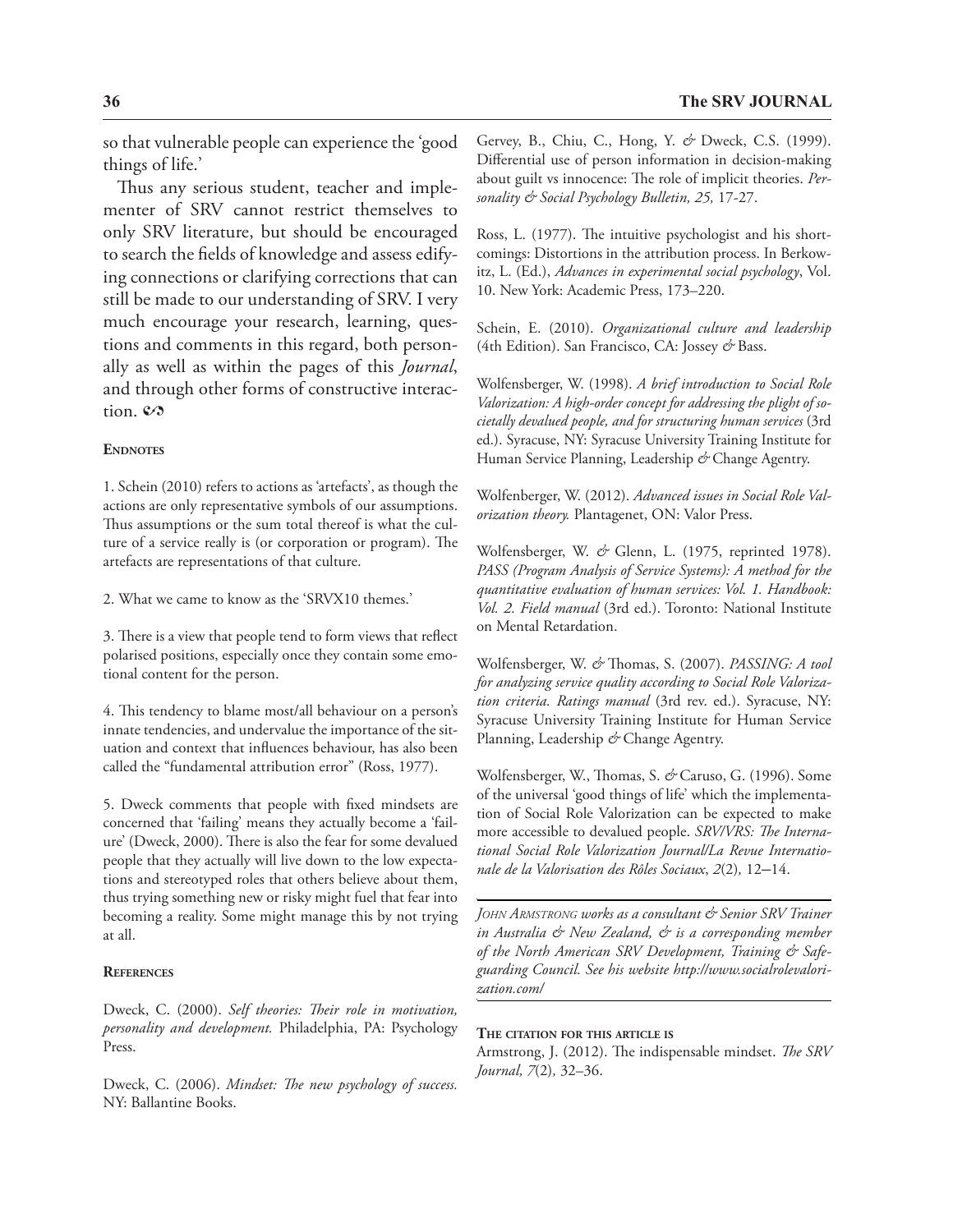so that vulnerable people can experience the 'good things of life.'

Thus any serious student, teacher and implementer of SRV cannot restrict themselves to only SRV literature, but should be encouraged to search the fields of knowledge and assess edifying connections or clarifying corrections that can still be made to our understanding of SRV. I very much encourage your research, learning, questions and comments in this regard, both personally as well as within the pages of this *Journal*, and through other forms of constructive interaction. ᔕ

### Endnotes

1. Schein (2010) refers to actions as 'artefacts', as though the actions are only representative symbols of our assumptions. Thus assumptions or the sum total thereof is what the culture of a service really is (or corporation or program). The artefacts are representations of that culture.

2. What we came to know as the 'SRVX10 themes.'

3. There is a view that people tend to form views that reflect polarised positions, especially once they contain some emotional content for the person.

4. This tendency to blame most/all behaviour on a person's innate tendencies, and undervalue the importance of the situation and context that influences behaviour, has also been called the "fundamental attribution error" (Ross, 1977).

5. Dweck comments that people with fixed mindsets are concerned that 'failing' means they actually become a 'failure' (Dweck, 2000). There is also the fear for some devalued people that they actually will live down to the low expectations and stereotyped roles that others believe about them, thus trying something new or risky might fuel that fear into becoming a reality. Some might manage this by not trying at all.

### References

Dweck, C. (2000). *Self theories: Their role in motivation, personality and development.* Philadelphia, PA: Psychology Press.

Dweck, C. (2006). *Mindset: The new psychology of success.* NY: Ballantine Books.

Gervey, B., Chiu, C., Hong, Y. & Dweck, C.S. (1999). Differential use of person information in decision-making about guilt vs innocence: The role of implicit theories. *Personality & Social Psychology Bulletin, 25,* 17-27.

Ross, L. (1977). The intuitive psychologist and his shortcomings: Distortions in the attribution process. In Berkowitz, L. (Ed.), *Advances in experimental social psychology*, Vol. 10. New York: Academic Press, 173–220.

Schein, E. (2010). *Organizational culture and leadership* (4th Edition). San Francisco, CA: Jossey & Bass.

Wolfensberger, W. (1998). *A brief introduction to Social Role Valorization: A high-order concept for addressing the plight of societally devalued people, and for structuring human services* (3rd ed.). Syracuse, NY: Syracuse University Training Institute for Human Service Planning, Leadership & Change Agentry.

Wolfenberger, W. (2012). *Advanced issues in Social Role Valorization theory.* Plantagenet, ON: Valor Press.

Wolfensberger, W. & Glenn, L. (1975, reprinted 1978). *PASS (Program Analysis of Service Systems): A method for the quantitative evaluation of human services: Vol. 1. Handbook: Vol. 2. Field manual* (3rd ed.). Toronto: National Institute on Mental Retardation.

Wolfensberger, W. & Thomas, S. (2007). *PASSING: A tool for analyzing service quality according to Social Role Valorization criteria. Ratings manual* (3rd rev. ed.). Syracuse, NY: Syracuse University Training Institute for Human Service Planning, Leadership & Change Agentry.

Wolfensberger, W., Thomas, S. & Caruso, G. (1996). Some of the universal 'good things of life' which the implementation of Social Role Valorization can be expected to make more accessible to devalued people. *SRV/VRS: The International Social Role Valorization Journal/La Revue Internationale de la Valorisation des Rôles Sociaux*, *2*(2)*,* 12–14.

---

*John Armstrong works as a consultant & Senior SRV Trainer in Australia & New Zealand, & is a corresponding member of the North American SRV Development, Training & Safeguarding Council. See his website http://www.socialrolevalorization.com/*

---

**The citation for this article is**

Armstrong, J. (2012). The indispensable mindset. *The SRV Journal, 7*(2)*,* 32–36.